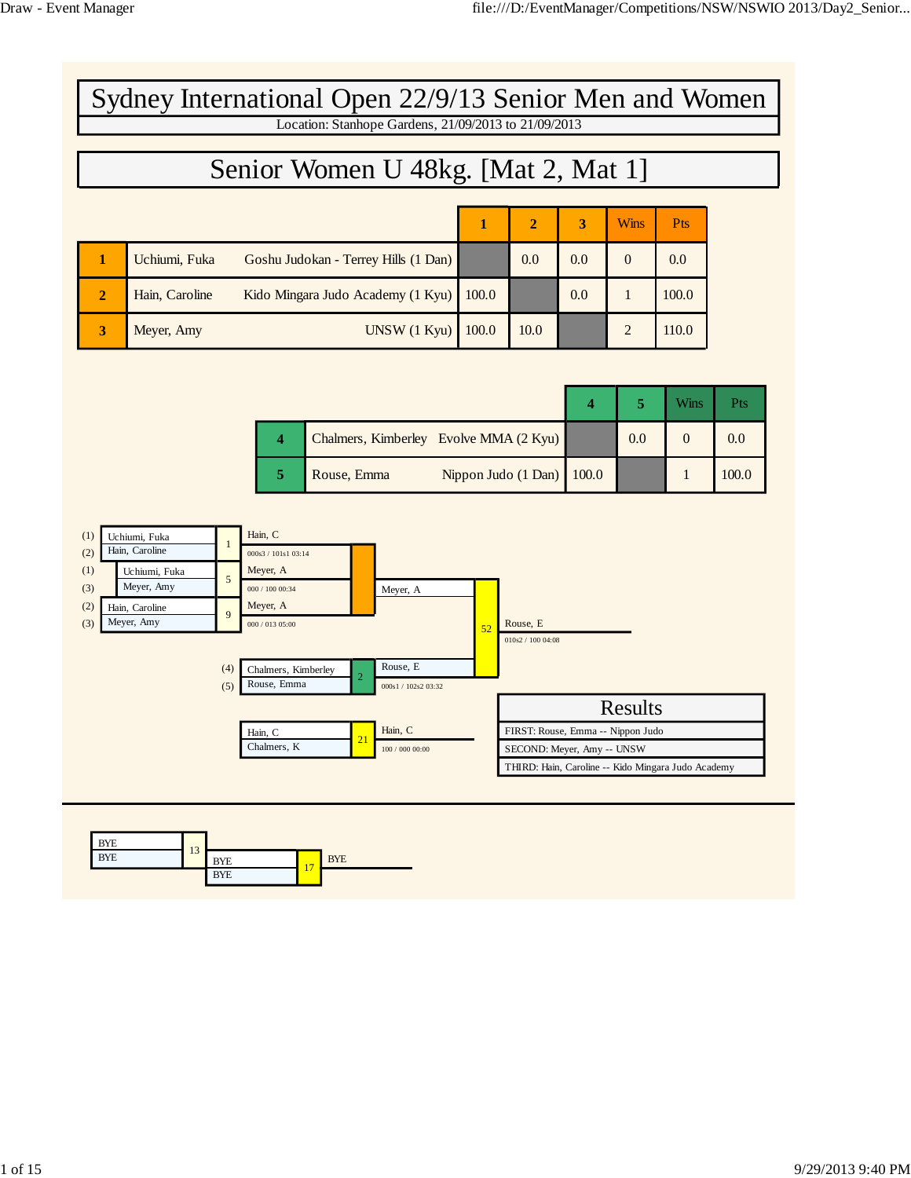# Sydney International Open 22/9/13 Senior Men and Women

Location: Stanhope Gardens, 21/09/2013 to 21/09/2013

## Senior Women U 48kg. [Mat 2, Mat 1]

| | Name | Club | 1 | 2 | 3 | Wins | Pts |
|---|---|---|---|---|---|---|---|
| 1 | Uchiumi, Fuka | Goshu Judokan - Terrey Hills (1 Dan) | | 0.0 | 0.0 | 0 | 0.0 |
| 2 | Hain, Caroline | Kido Mingara Judo Academy (1 Kyu) | 100.0 | | 0.0 | 1 | 100.0 |
| 3 | Meyer, Amy | UNSW (1 Kyu) | 100.0 | 10.0 | | 2 | 110.0 |

| | Name | Club | 4 | 5 | Wins | Pts |
|---|---|---|---|---|---|---|
| 4 | Chalmers, Kimberley | Evolve MMA (2 Kyu) | | 0.0 | 0 | 0.0 |
| 5 | Rouse, Emma | Nippon Judo (1 Dan) | 100.0 | | 1 | 100.0 |

### Draw

- Contest 1: (1) Uchiumi, Fuka vs (2) Hain, Caroline — Winner: Hain, C (000s3 / 101s1 03:14)
- Contest 5: (1) Uchiumi, Fuka vs (3) Meyer, Amy — Winner: Meyer, A (000 / 100 00:34)
- Contest 9: (2) Hain, Caroline vs (3) Meyer, Amy — Winner: Meyer, A (000 / 013 05:00)
- Pool winner: Meyer, A
- Contest 2: (4) Chalmers, Kimberley vs (5) Rouse, Emma — Winner: Rouse, E (000s1 / 102s2 03:32)
- Contest 52: Meyer, A vs Rouse, E — Winner: Rouse, E (010s2 / 100 04:08)
- Contest 21: Hain, C vs Chalmers, K — Winner: Hain, C (100 / 000 00:00)

### Results

- FIRST: Rouse, Emma -- Nippon Judo
- SECOND: Meyer, Amy -- UNSW
- THIRD: Hain, Caroline -- Kido Mingara Judo Academy

---

- Contest 13: BYE vs BYE
- Contest 17: BYE vs BYE — BYE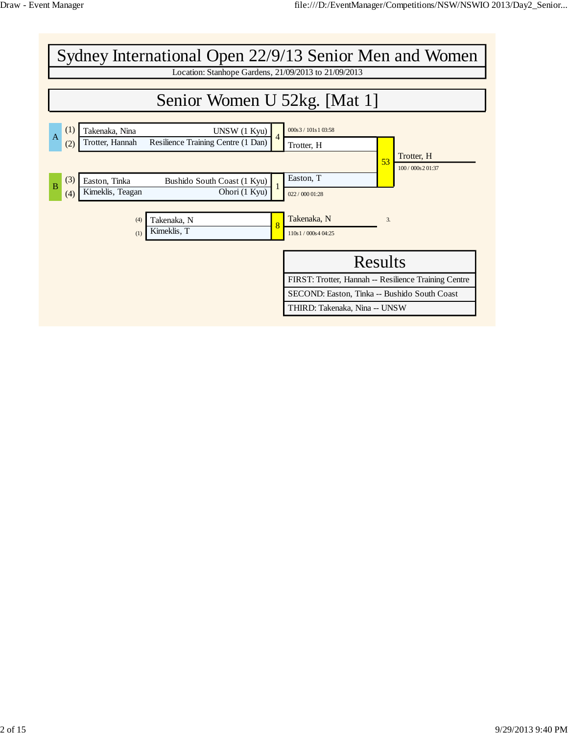# Sydney International Open 22/9/13 Senior Men and Women

Location: Stanhope Gardens, 21/09/2013 to 21/09/2013

## Senior Women U 52kg. [Mat 1]

| Pool | # | Name | Club |
| --- | --- | --- | --- |
| A | (1) | Takenaka, Nina | UNSW (1 Kyu) |
| A | (2) | Trotter, Hannah | Resilience Training Centre (1 Dan) |
| B | (3) | Easton, Tinka | Bushido South Coast (1 Kyu) |
| B | (4) | Kimeklis, Teagan | Ohori (1 Kyu) |

**Contest 4:** Takenaka, Nina vs Trotter, Hannah — Winner: Trotter, H (000s3 / 101s1 03:58)

**Contest 1:** Easton, Tinka vs Kimeklis, Teagan — Winner: Easton, T (022 / 000 01:28)

**Contest 53:** Trotter, H vs Easton, T — Winner: Trotter, H (100 / 000s2 01:37)

**Contest 8:** (4) Takenaka, N vs (1) Kimeklis, T — Winner: Takenaka, N (110s1 / 000s4 04:25) — 3.

## Results

| Results |
| --- |
| FIRST: Trotter, Hannah -- Resilience Training Centre |
| SECOND: Easton, Tinka -- Bushido South Coast |
| THIRD: Takenaka, Nina -- UNSW |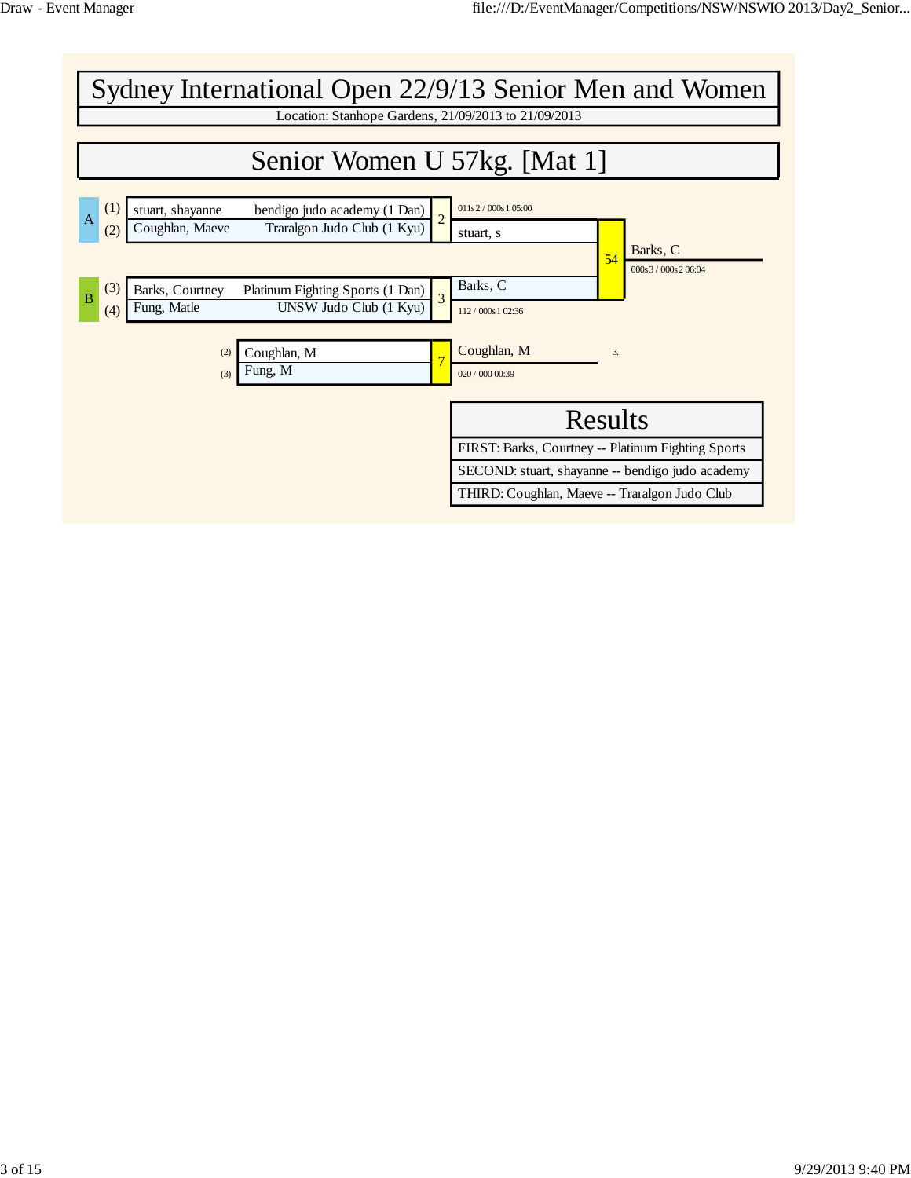# Sydney International Open 22/9/13 Senior Men and Women

Location: Stanhope Gardens, 21/09/2013 to 21/09/2013

## Senior Women U 57kg. [Mat 1]

| Pool | No. | Name | Club |
|---|---|---|---|
| A | (1) | stuart, shayanne | bendigo judo academy (1 Dan) |
| A | (2) | Coughlan, Maeve | Traralgon Judo Club (1 Kyu) |
| B | (3) | Barks, Courtney | Platinum Fighting Sports (1 Dan) |
| B | (4) | Fung, Matle | UNSW Judo Club (1 Kyu) |

Contest 2: stuart, s — 011s2 / 000s1 05:00

Contest 3: Barks, C — 112 / 000s1 02:36

Contest 54: Barks, C — 000s3 / 000s2 06:04

Contest 7: (2) Coughlan, M vs (3) Fung, M — Coughlan, M — 020 / 000 00:39 — 3.

### Results

| Results |
|---|
| FIRST: Barks, Courtney -- Platinum Fighting Sports |
| SECOND: stuart, shayanne -- bendigo judo academy |
| THIRD: Coughlan, Maeve -- Traralgon Judo Club |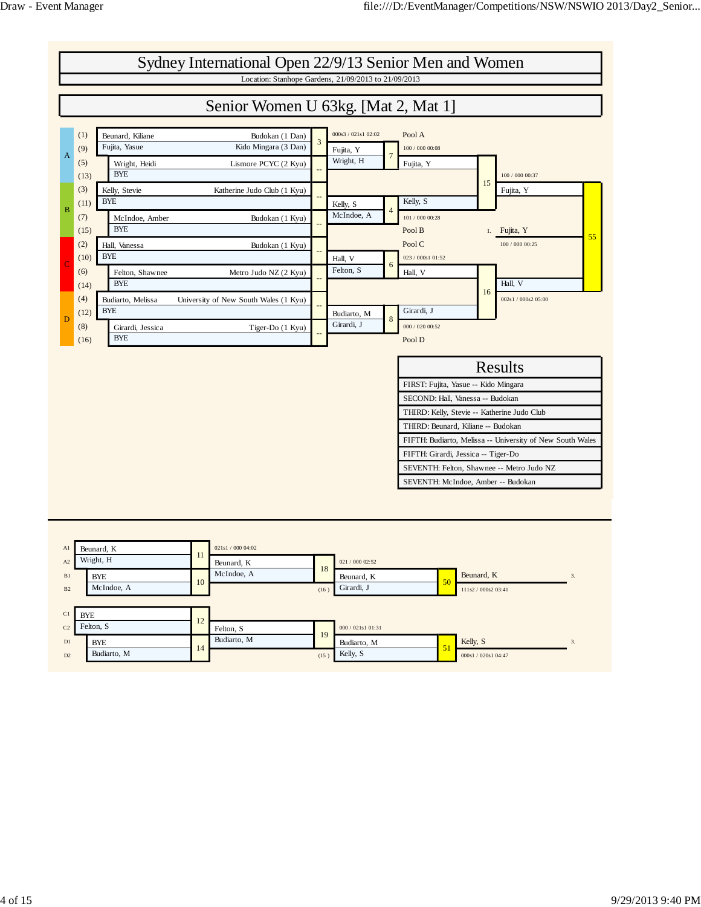# Sydney International Open 22/9/13 Senior Men and Women

Location: Stanhope Gardens, 21/09/2013 to 21/09/2013

## Senior Women U 63kg. [Mat 2, Mat 1]

| Pool | Seed | Name | Club |
|---|---|---|---|
| A | (1) | Beunard, Kiliane | Budokan (1 Dan) |
| | (9) | Fujita, Yasue | Kido Mingara (3 Dan) |
| | (5) | Wright, Heidi | Lismore PCYC (2 Kyu) |
| | (13) | BYE | |
| B | (3) | Kelly, Stevie | Katherine Judo Club (1 Kyu) |
| | (11) | BYE | |
| | (7) | McIndoe, Amber | Budokan (1 Kyu) |
| | (15) | BYE | |
| C | (2) | Hall, Vanessa | Budokan (1 Kyu) |
| | (10) | BYE | |
| | (6) | Felton, Shawnee | Metro Judo NZ (2 Kyu) |
| | (14) | BYE | |
| D | (4) | Budiarto, Melissa | University of New South Wales (1 Kyu) |
| | (12) | BYE | |
| | (8) | Girardi, Jessica | Tiger-Do (1 Kyu) |
| | (16) | BYE | |

### Main Draw

| Contest | Competitors | Winner | Score |
|---|---|---|---|
| 3 | Beunard, Kiliane / Fujita, Yasue | Fujita, Y | 000s3 / 021s1 02:02 |
| -- | Wright, Heidi / BYE | Wright, H | |
| -- | Kelly, Stevie / BYE | Kelly, S | |
| -- | McIndoe, Amber / BYE | McIndoe, A | |
| -- | Hall, Vanessa / BYE | Hall, V | |
| -- | Felton, Shawnee / BYE | Felton, S | |
| -- | Budiarto, Melissa / BYE | Budiarto, M | |
| -- | Girardi, Jessica / BYE | Girardi, J | |
| 7 | Fujita, Y / Wright, H | Fujita, Y (Pool A) | 100 / 000 00:08 |
| 4 | Kelly, S / McIndoe, A | Kelly, S (Pool B) | 101 / 000 00:28 |
| 6 | Hall, V / Felton, S | Hall, V (Pool C) | 023 / 000s1 01:52 |
| 8 | Budiarto, M / Girardi, J | Girardi, J (Pool D) | 000 / 020 00:52 |
| 15 | Fujita, Y / Kelly, S | Fujita, Y | 100 / 000 00:37 |
| 16 | Hall, V / Girardi, J | Hall, V | 002s1 / 000s2 05:00 |
| 55 | Fujita, Y / Hall, V | 1. Fujita, Y | 100 / 000 00:25 |

## Results

| Results |
|---|
| FIRST: Fujita, Yasue -- Kido Mingara |
| SECOND: Hall, Vanessa -- Budokan |
| THIRD: Kelly, Stevie -- Katherine Judo Club |
| THIRD: Beunard, Kiliane -- Budokan |
| FIFTH: Budiarto, Melissa -- University of New South Wales |
| FIFTH: Girardi, Jessica -- Tiger-Do |
| SEVENTH: Felton, Shawnee -- Metro Judo NZ |
| SEVENTH: McIndoe, Amber -- Budokan |

### Repechage

| Contest | Competitors | Winner | Score |
|---|---|---|---|
| 11 | A1 Beunard, K / A2 Wright, H | Beunard, K | 021s1 / 000 04:02 |
| 10 | B1 BYE / B2 McIndoe, A | McIndoe, A | |
| 18 | Beunard, K / McIndoe, A | Beunard, K | 021 / 000 02:52 |
| 50 | Beunard, K / Girardi, J (16) | Beunard, K (3.) | 111s2 / 000s2 03:41 |
| 12 | C1 BYE / C2 Felton, S | Felton, S | |
| 14 | D1 BYE / D2 Budiarto, M | Budiarto, M | |
| 19 | Felton, S / Budiarto, M | Budiarto, M | 000 / 021s1 01:31 |
| 51 | Budiarto, M / Kelly, S (15) | Kelly, S (3.) | 000s1 / 020s1 04:47 |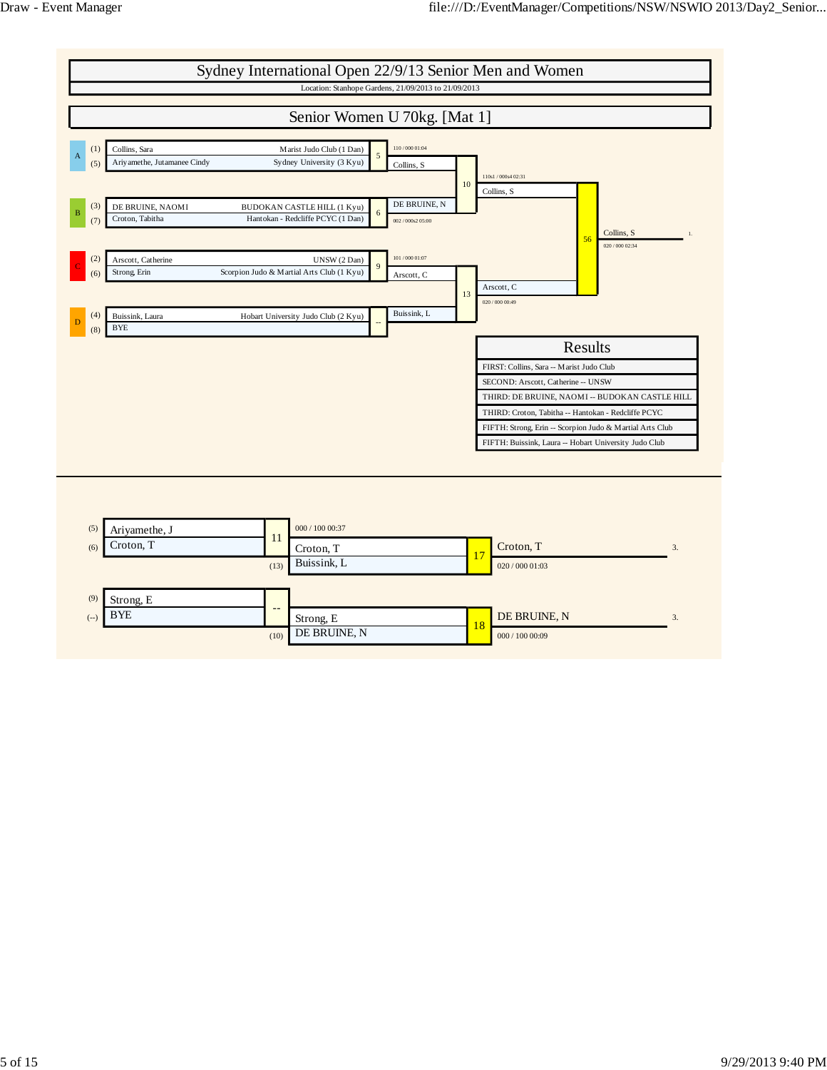# Sydney International Open 22/9/13 Senior Men and Women

Location: Stanhope Gardens, 21/09/2013 to 21/09/2013

## Senior Women U 70kg. [Mat 1]

### Main Draw

| Pool | Seed | Name | Club |
|---|---|---|---|
| A | (1) | Collins, Sara | Marist Judo Club (1 Dan) |
| A | (5) | Ariyamethe, Jutamanee Cindy | Sydney University (3 Kyu) |
| B | (3) | DE BRUINE, NAOMI | BUDOKAN CASTLE HILL (1 Kyu) |
| B | (7) | Croton, Tabitha | Hantokan - Redcliffe PCYC (1 Dan) |
| C | (2) | Arscott, Catherine | UNSW (2 Dan) |
| C | (6) | Strong, Erin | Scorpion Judo & Martial Arts Club (1 Kyu) |
| D | (4) | Buissink, Laura | Hobart University Judo Club (2 Kyu) |
| D | (8) | BYE | |

| Contest | Winner | Score |
|---|---|---|
| 5 | Collins, S | 110 / 000 01:04 |
| 6 | DE BRUINE, N | 002 / 000s2 05:00 |
| 9 | Arscott, C | 101 / 000 01:07 |
| -- | Buissink, L | |
| 10 | Collins, S | 110s1 / 000s4 02:31 |
| 13 | Arscott, C | 020 / 000 00:49 |
| 56 | Collins, S (1.) | 020 / 000 02:34 |

### Results

| Results |
|---|
| FIRST: Collins, Sara -- Marist Judo Club |
| SECOND: Arscott, Catherine -- UNSW |
| THIRD: DE BRUINE, NAOMI -- BUDOKAN CASTLE HILL |
| THIRD: Croton, Tabitha -- Hantokan - Redcliffe PCYC |
| FIFTH: Strong, Erin -- Scorpion Judo & Martial Arts Club |
| FIFTH: Buissink, Laura -- Hobart University Judo Club |

### Repechage

| Contest | Competitors | Winner | Score |
|---|---|---|---|
| 11 | (5) Ariyamethe, J vs (6) Croton, T | Croton, T | 000 / 100 00:37 |
| 17 | Croton, T vs (13) Buissink, L | Croton, T (3.) | 020 / 000 01:03 |
| -- | (9) Strong, E vs (--) BYE | Strong, E | |
| 18 | Strong, E vs (10) DE BRUINE, N | DE BRUINE, N (3.) | 000 / 100 00:09 |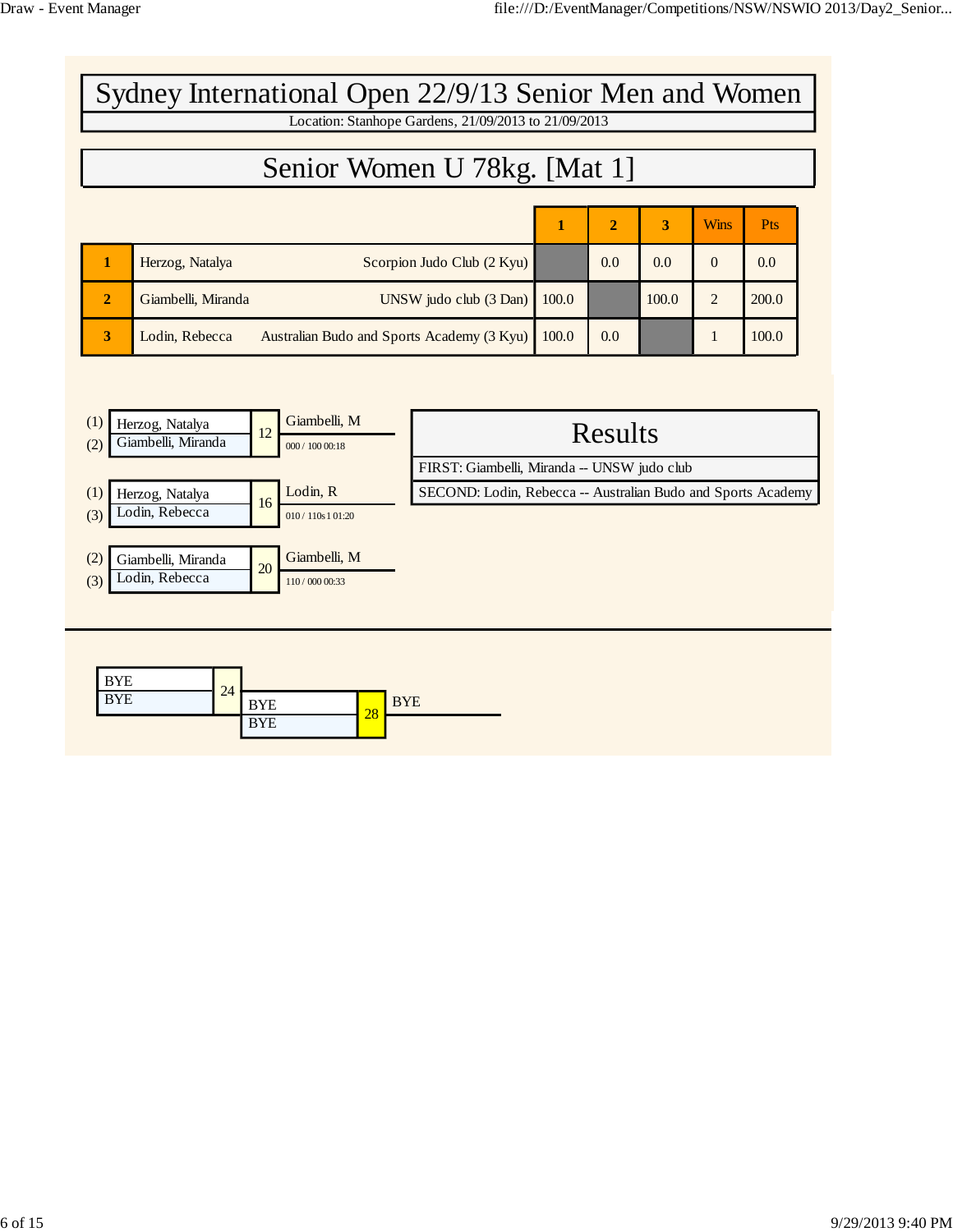# Sydney International Open 22/9/13 Senior Men and Women

Location: Stanhope Gardens, 21/09/2013 to 21/09/2013

## Senior Women U 78kg. [Mat 1]

| | | | 1 | 2 | 3 | Wins | Pts |
|---|---|---|---|---|---|---|---|
| 1 | Herzog, Natalya | Scorpion Judo Club (2 Kyu) | | 0.0 | 0.0 | 0 | 0.0 |
| 2 | Giambelli, Miranda | UNSW judo club (3 Dan) | 100.0 | | 100.0 | 2 | 200.0 |
| 3 | Lodin, Rebecca | Australian Budo and Sports Academy (3 Kyu) | 100.0 | 0.0 | | 1 | 100.0 |

| | Competitors | Contest | Winner | Score |
|---|---|---|---|---|
| (1) / (2) | Herzog, Natalya / Giambelli, Miranda | 12 | Giambelli, M | 000 / 100 00:18 |
| (1) / (3) | Herzog, Natalya / Lodin, Rebecca | 16 | Lodin, R | 010 / 110s1 01:20 |
| (2) / (3) | Giambelli, Miranda / Lodin, Rebecca | 20 | Giambelli, M | 110 / 000 00:33 |

### Results

FIRST: Giambelli, Miranda -- UNSW judo club

SECOND: Lodin, Rebecca -- Australian Budo and Sports Academy

| Competitors | Contest | Competitors | Contest | Winner |
|---|---|---|---|---|
| BYE / BYE | 24 | BYE / BYE | 28 | BYE |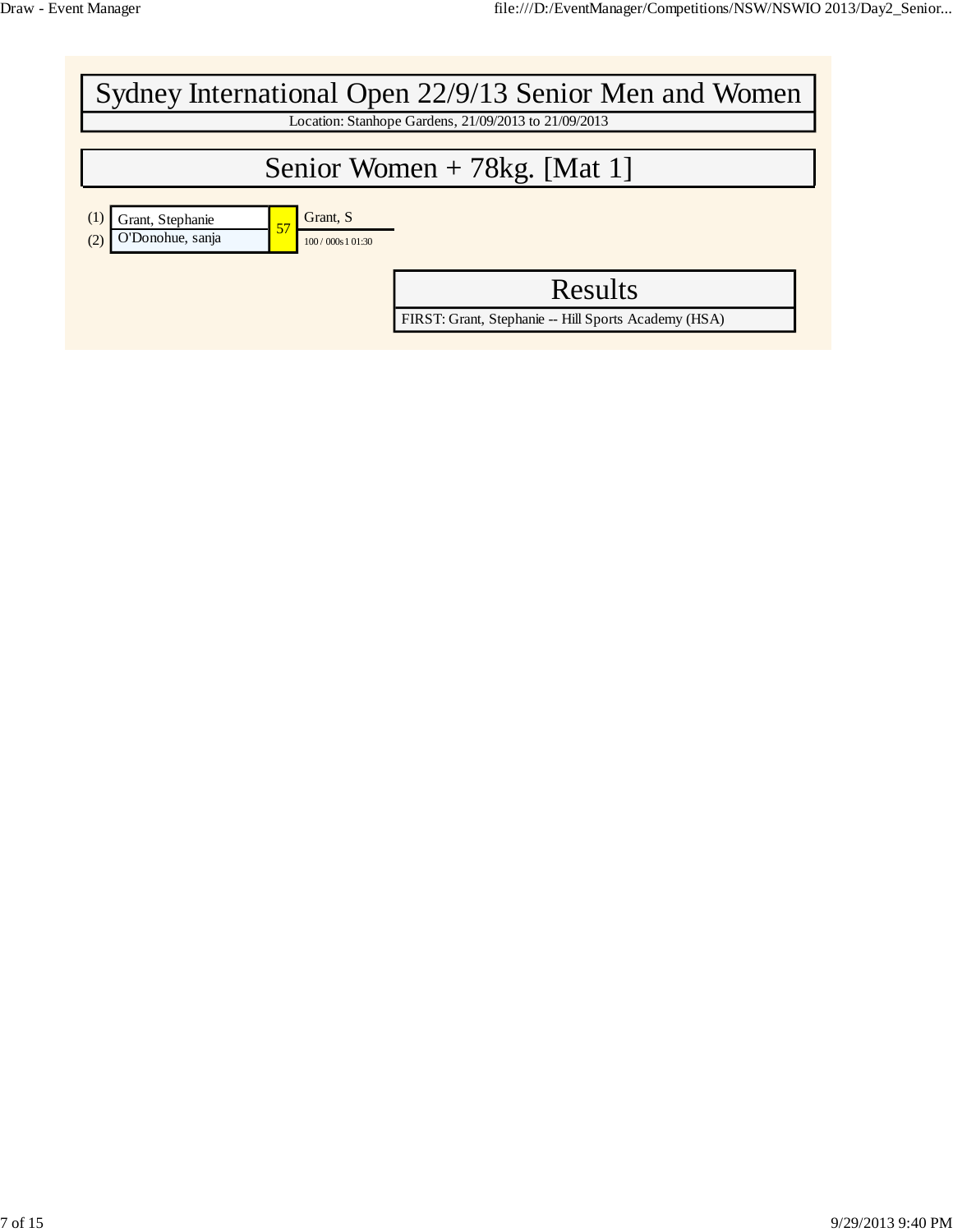# Sydney International Open 22/9/13 Senior Men and Women

Location: Stanhope Gardens, 21/09/2013 to 21/09/2013

## Senior Women + 78kg. [Mat 1]

| Seed | Competitor | Contest | Winner |
| --- | --- | --- | --- |
| (1) | Grant, Stephanie | 57 | Grant, S |
| (2) | O'Donohue, sanja | | 100 / 000s1 01:30 |

## Results

FIRST: Grant, Stephanie -- Hill Sports Academy (HSA)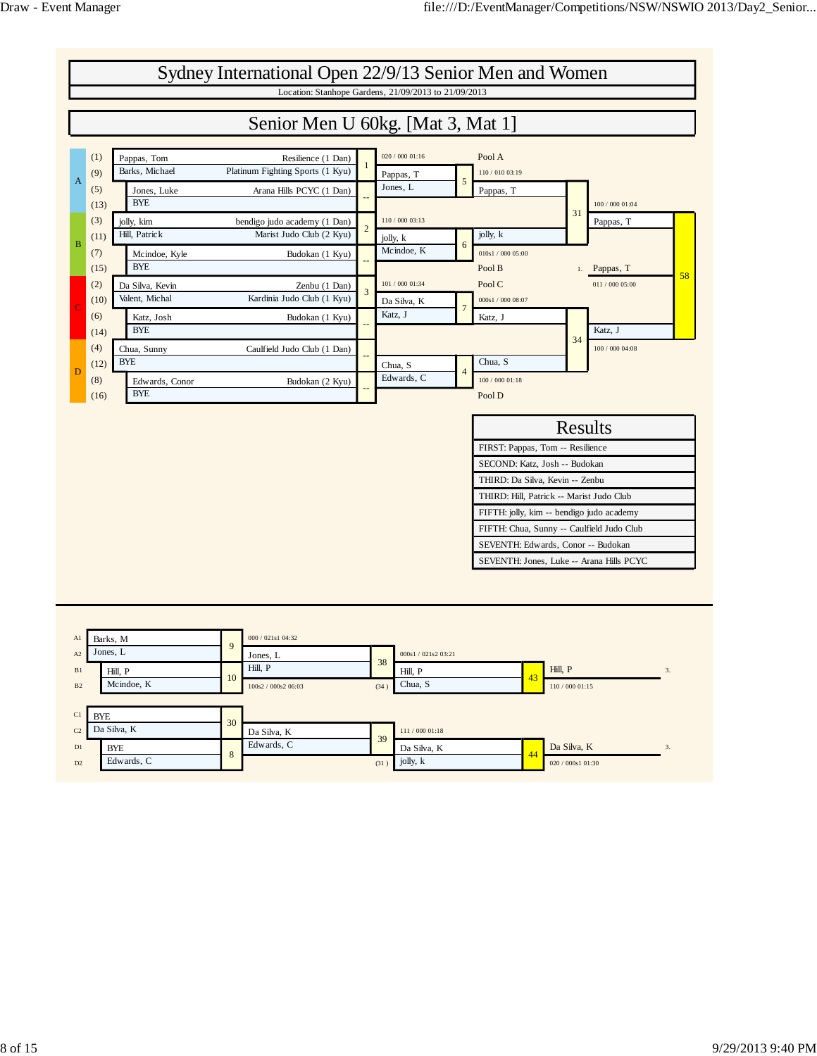# Sydney International Open 22/9/13 Senior Men and Women

Location: Stanhope Gardens, 21/09/2013 to 21/09/2013

## Senior Men U 60kg. [Mat 3, Mat 1]

### Draw

| Pool | Seed | Name | Club | Contest | Winner | Score |
|---|---|---|---|---|---|---|
| A | (1) | Pappas, Tom | Resilience (1 Dan) | 1 | Pappas, T | 020 / 000 01:16 |
| A | (9) | Barks, Michael | Platinum Fighting Sports (1 Kyu) | | | |
| A | (5) | Jones, Luke | Arana Hills PCYC (1 Dan) | -- | Jones, L | |
| A | (13) | BYE | | | | |
| B | (3) | jolly, kim | bendigo judo academy (1 Dan) | 2 | jolly, k | 110 / 000 03:13 |
| B | (11) | Hill, Patrick | Marist Judo Club (2 Kyu) | | | |
| B | (7) | Mcindoe, Kyle | Budokan (1 Kyu) | -- | Mcindoe, K | |
| B | (15) | BYE | | | | |
| C | (2) | Da Silva, Kevin | Zenbu (1 Dan) | 3 | Da Silva, K | 101 / 000 01:34 |
| C | (10) | Valent, Michal | Kardinia Judo Club (1 Kyu) | | | |
| C | (6) | Katz, Josh | Budokan (1 Kyu) | -- | Katz, J | |
| C | (14) | BYE | | | | |
| D | (4) | Chua, Sunny | Caulfield Judo Club (1 Dan) | -- | Chua, S | |
| D | (12) | BYE | | | | |
| D | (8) | Edwards, Conor | Budokan (2 Kyu) | -- | Edwards, C | |
| D | (16) | BYE | | | | |

| Contest | Competitors | Winner | Score |
|---|---|---|---|
| 5 (Pool A) | Pappas, T vs Jones, L | Pappas, T | 110 / 010 03:19 |
| 6 (Pool B) | jolly, k vs Mcindoe, K | jolly, k | 010s1 / 000 05:00 |
| 7 (Pool C) | Da Silva, K vs Katz, J | Katz, J | 000s1 / 000 08:07 |
| 4 (Pool D) | Chua, S vs Edwards, C | Chua, S | 100 / 000 01:18 |
| 31 | Pappas, T vs jolly, k | Pappas, T | 100 / 000 01:04 |
| 34 | Katz, J vs Chua, S | Katz, J | 100 / 000 04:08 |
| 58 | Pappas, T vs Katz, J | 1. Pappas, T | 011 / 000 05:00 |

### Results

| Results |
|---|
| FIRST: Pappas, Tom -- Resilience |
| SECOND: Katz, Josh -- Budokan |
| THIRD: Da Silva, Kevin -- Zenbu |
| THIRD: Hill, Patrick -- Marist Judo Club |
| FIFTH: jolly, kim -- bendigo judo academy |
| FIFTH: Chua, Sunny -- Caulfield Judo Club |
| SEVENTH: Edwards, Conor -- Budokan |
| SEVENTH: Jones, Luke -- Arana Hills PCYC |

### Repechage

| Contest | Competitors | Winner | Score |
|---|---|---|---|
| 9 | A1 Barks, M vs A2 Jones, L | Jones, L | 000 / 021s1 04:32 |
| 10 | B1 Hill, P vs B2 Mcindoe, K | Hill, P | 100s2 / 000s2 06:03 |
| 38 | Jones, L vs Hill, P | Hill, P | 000s1 / 021s2 03:21 |
| 43 | Hill, P vs Chua, S (34) | 3. Hill, P | 110 / 000 01:15 |
| 30 | C1 BYE vs C2 Da Silva, K | Da Silva, K | |
| 8 | D1 BYE vs D2 Edwards, C | Edwards, C | |
| 39 | Da Silva, K vs Edwards, C | Da Silva, K | 111 / 000 01:18 |
| 44 | Da Silva, K vs jolly, k (31) | 3. Da Silva, K | 020 / 000s1 01:30 |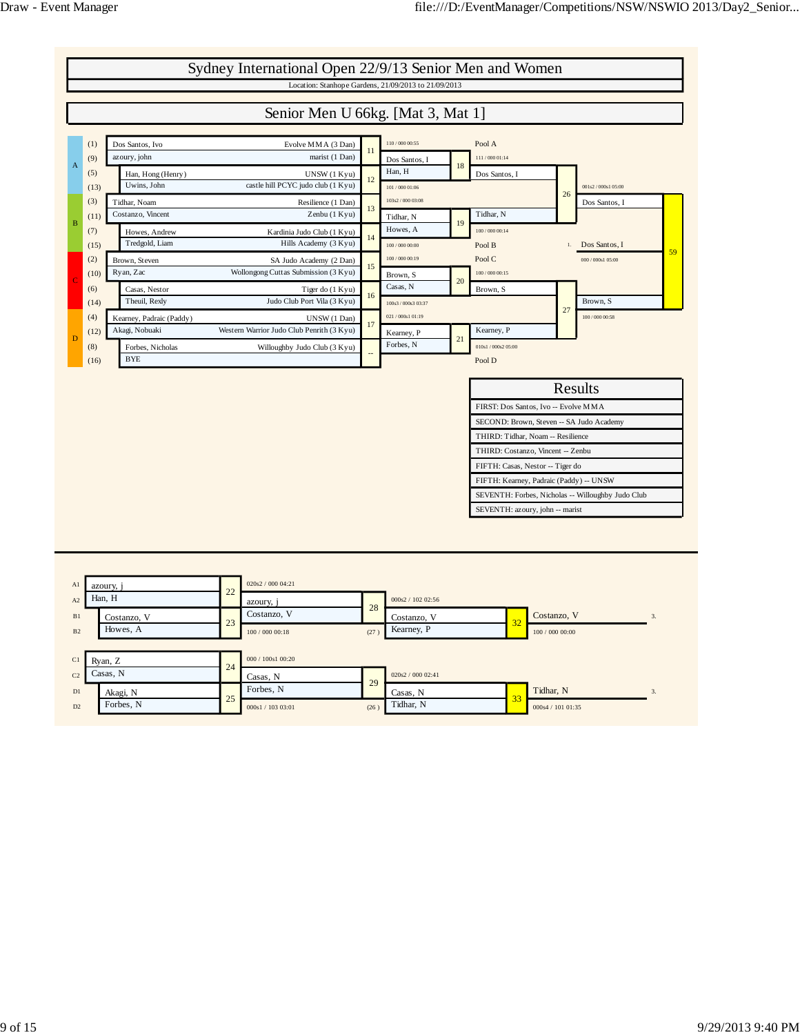# Sydney International Open 22/9/13 Senior Men and Women

Location: Stanhope Gardens, 21/09/2013 to 21/09/2013

## Senior Men U 66kg. [Mat 3, Mat 1]

### Draw

| Pool | Seed | Name | Club |
|---|---|---|---|
| A | (1) | Dos Santos, Ivo | Evolve MMA (3 Dan) |
| A | (9) | azoury, john | marist (1 Dan) |
| A | (5) | Han, Hong (Henry) | UNSW (1 Kyu) |
| A | (13) | Uwins, John | castle hill PCYC judo club (1 Kyu) |
| B | (3) | Tidhar, Noam | Resilience (1 Dan) |
| B | (11) | Costanzo, Vincent | Zenbu (1 Kyu) |
| B | (7) | Howes, Andrew | Kardinia Judo Club (1 Kyu) |
| B | (15) | Tredgold, Liam | Hills Academy (3 Kyu) |
| C | (2) | Brown, Steven | SA Judo Academy (2 Dan) |
| C | (10) | Ryan, Zac | Wollongong Cuttas Submission (3 Kyu) |
| C | (6) | Casas, Nestor | Tiger do (1 Kyu) |
| C | (14) | Theuil, Rexly | Judo Club Port Vila (3 Kyu) |
| D | (4) | Kearney, Padraic (Paddy) | UNSW (1 Dan) |
| D | (12) | Akagi, Nobuaki | Western Warrior Judo Club Penrith (3 Kyu) |
| D | (8) | Forbes, Nicholas | Willoughby Judo Club (3 Kyu) |
| D | (16) | BYE | |

### Main Draw Contests

| Contest | Competitors | Winner | Score |
|---|---|---|---|
| 11 | Dos Santos, Ivo v azoury, john | Dos Santos, I | 110 / 000 00:55 |
| 12 | Han, Hong (Henry) v Uwins, John | Han, H | 101 / 000 01:06 |
| 13 | Tidhar, Noam v Costanzo, Vincent | Tidhar, N | 103s2 / 000 03:08 |
| 14 | Howes, Andrew v Tredgold, Liam | Howes, A | 100 / 000 00:00 |
| 15 | Brown, Steven v Ryan, Zac | Brown, S | 100 / 000 00:19 |
| 16 | Casas, Nestor v Theuil, Rexly | Casas, N | 100s3 / 000s3 03:37 |
| 17 | Kearney, Padraic (Paddy) v Akagi, Nobuaki | Kearney, P | 021 / 000s1 01:19 |
| -- | Forbes, Nicholas v BYE | Forbes, N | |
| 18 | Dos Santos, I v Han, H | Dos Santos, I (Pool A) | 111 / 000 01:14 |
| 19 | Tidhar, N v Howes, A | Tidhar, N (Pool B) | 100 / 000 00:14 |
| 20 | Brown, S v Casas, N | Brown, S (Pool C) | 100 / 000 00:15 |
| 21 | Kearney, P v Forbes, N | Kearney, P (Pool D) | 010s1 / 000s2 05:00 |
| 26 | Dos Santos, I v Tidhar, N | Dos Santos, I | 001s2 / 000s1 05:00 |
| 27 | Brown, S v Kearney, P | Brown, S | 100 / 000 00:58 |
| 59 | Dos Santos, I v Brown, S | 1. Dos Santos, I | 000 / 000s1 05:00 |

### Results

| Results |
|---|
| FIRST: Dos Santos, Ivo -- Evolve MMA |
| SECOND: Brown, Steven -- SA Judo Academy |
| THIRD: Tidhar, Noam -- Resilience |
| THIRD: Costanzo, Vincent -- Zenbu |
| FIFTH: Casas, Nestor -- Tiger do |
| FIFTH: Kearney, Padraic (Paddy) -- UNSW |
| SEVENTH: Forbes, Nicholas -- Willoughby Judo Club |
| SEVENTH: azoury, john -- marist |

### Repechage

| Contest | Competitors | Winner | Score |
|---|---|---|---|
| 22 | A1 azoury, j v A2 Han, H | azoury, j | 020s2 / 000 04:21 |
| 23 | B1 Costanzo, V v B2 Howes, A | Costanzo, V | 100 / 000 00:18 |
| 24 | C1 Ryan, Z v C2 Casas, N | Casas, N | 000 / 100s1 00:20 |
| 25 | D1 Akagi, N v D2 Forbes, N | Forbes, N | 000s1 / 103 03:01 |
| 28 | azoury, j v Costanzo, V | Costanzo, V | 000s2 / 102 02:56 |
| 29 | Casas, N v Forbes, N | Casas, N | 020s2 / 000 02:41 |
| 32 | Costanzo, V v Kearney, P (27) | 3. Costanzo, V | 100 / 000 00:00 |
| 33 | Casas, N v Tidhar, N (26) | 3. Tidhar, N | 000s4 / 101 01:35 |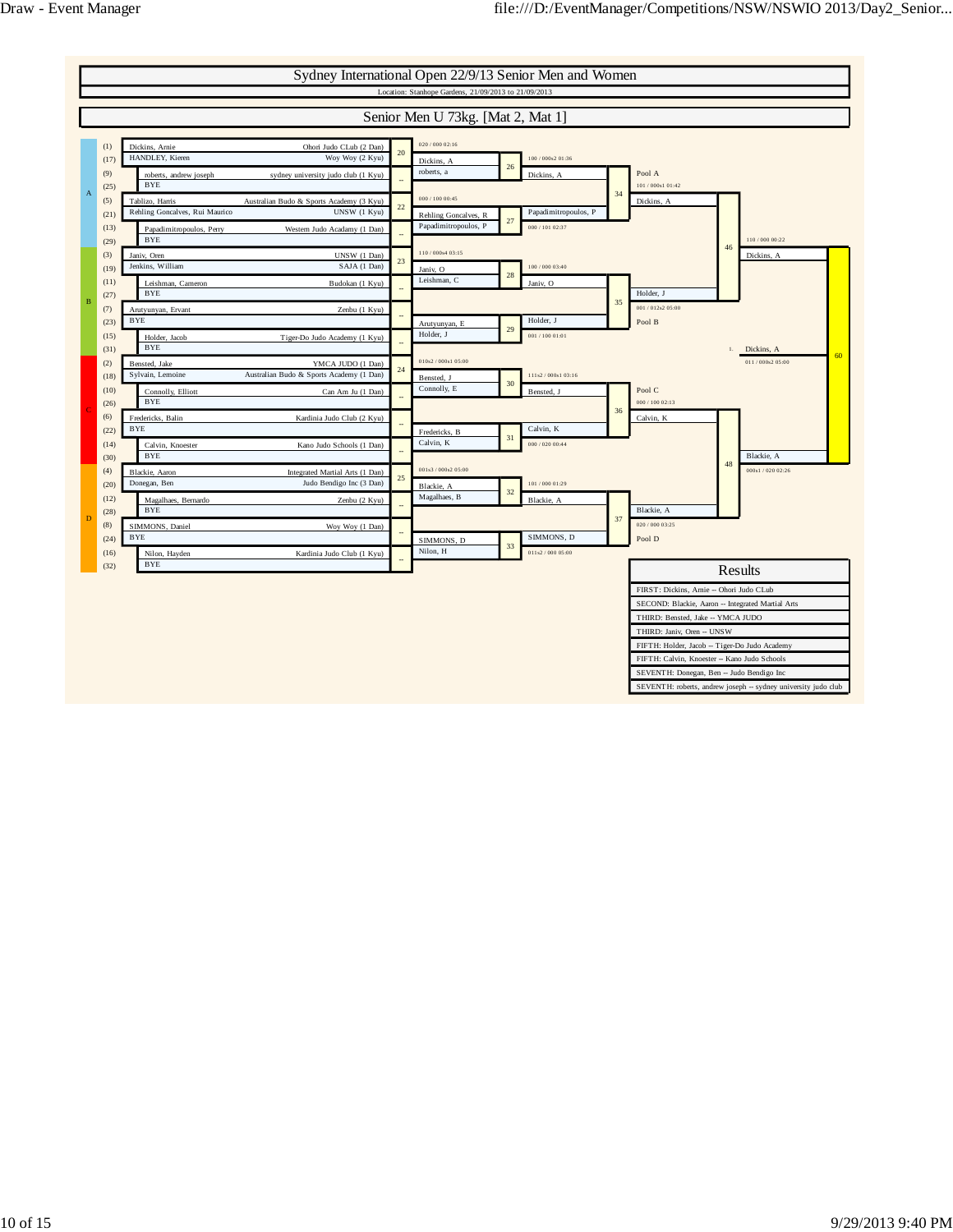# Sydney International Open 22/9/13 Senior Men and Women

Location: Stanhope Gardens, 21/09/2013 to 21/09/2013

## Senior Men U 73kg. [Mat 2, Mat 1]

### Pool A

| Seed | Competitor | Club |
|---|---|---|
| (1) | Dickins, Arnie | Ohori Judo CLub (2 Dan) |
| (17) | HANDLEY, Kieren | Woy Woy (2 Kyu) |
| (9) | roberts, andrew joseph | sydney university judo club (1 Kyu) |
| (25) | BYE | |
| (5) | Tablizo, Harris | Australian Budo & Sports Academy (3 Kyu) |
| (21) | Rehling Goncalves, Rui Mauricio | UNSW (1 Kyu) |
| (13) | Papadimitropoulos, Perry | Western Judo Acadamy (1 Dan) |
| (29) | BYE | |

- Contest 20: Dickins, A def. HANDLEY — 020 / 000 02:16
- roberts, a — BYE
- Contest 22: Rehling Goncalves, R def. Tablizo — 000 / 100 00:45
- Papadimitropoulos, P — BYE
- Contest 26: Dickins, A def. roberts, a — 100 / 000s2 01:36
- Contest 27: Papadimitropoulos, P def. Rehling Goncalves, R — 000 / 101 02:37
- Contest 34: Dickins, A def. Papadimitropoulos, P — 101 / 000s1 01:42

### Pool B

| Seed | Competitor | Club |
|---|---|---|
| (3) | Janiv, Oren | UNSW (1 Dan) |
| (19) | Jenkins, William | SAJA (1 Dan) |
| (11) | Leishman, Cameron | Budokan (1 Kyu) |
| (27) | BYE | |
| (7) | Arutyunyan, Ervant | Zenbu (1 Kyu) |
| (23) | BYE | |
| (15) | Holder, Jacob | Tiger-Do Judo Academy (1 Kyu) |
| (31) | BYE | |

- Contest 23: Janiv, O def. Jenkins — 110 / 000s4 03:15
- Leishman, C — BYE
- Arutyunyan, E — BYE
- Holder, J — BYE
- Contest 28: Janiv, O def. Leishman, C — 100 / 000 03:40
- Contest 29: Holder, J def. Arutyunyan, E — 001 / 100 01:01
- Contest 35: Holder, J def. Janiv, O — 001 / 012s2 05:00

### Pool C

| Seed | Competitor | Club |
|---|---|---|
| (2) | Bensted, Jake | YMCA JUDO (1 Dan) |
| (18) | Sylvain, Lemoine | Australian Budo & Sports Academy (1 Dan) |
| (10) | Connolly, Elliott | Can Am Ju (1 Dan) |
| (26) | BYE | |
| (6) | Fredericks, Balin | Kardinia Judo Club (2 Kyu) |
| (22) | BYE | |
| (14) | Calvin, Knoester | Kano Judo Schools (1 Dan) |
| (30) | BYE | |

- Contest 24: Bensted, J def. Sylvain — 010s2 / 000s1 05:00
- Connolly, E — BYE
- Fredericks, B — BYE
- Calvin, K — BYE
- Contest 30: Bensted, J def. Connolly, E — 111s2 / 000s1 03:16
- Contest 31: Calvin, K def. Fredericks, B — 000 / 020 00:44
- Contest 36: Calvin, K def. Bensted, J — 000 / 100 02:13

### Pool D

| Seed | Competitor | Club |
|---|---|---|
| (4) | Blackie, Aaron | Integrated Martial Arts (1 Dan) |
| (20) | Donegan, Ben | Judo Bendigo Inc (3 Dan) |
| (12) | Magalhaes, Bernardo | Zenbu (2 Kyu) |
| (28) | BYE | |
| (8) | SIMMONS, Daniel | Woy Woy (1 Dan) |
| (24) | BYE | |
| (16) | Nilon, Hayden | Kardinia Judo Club (1 Kyu) |
| (32) | BYE | |

- Contest 25: Blackie, A def. Donegan — 001s3 / 000s2 05:00
- Magalhaes, B — BYE
- SIMMONS, D — BYE
- Nilon, H — BYE
- Contest 32: Blackie, A def. Magalhaes, B — 101 / 000 01:29
- Contest 33: SIMMONS, D def. Nilon, H — 011s2 / 000 05:00
- Contest 37: Blackie, A def. SIMMONS, D — 020 / 000 03:25

### Semi-finals and Final

- Contest 46: Dickins, A def. Holder, J — 110 / 000 00:22
- Contest 48: Blackie, A def. Calvin, K — 000s1 / 020 02:26
- Contest 60: 1. Dickins, A def. Blackie, A — 011 / 000s2 05:00

## Results

| Results |
|---|
| FIRST: Dickins, Arnie -- Ohori Judo CLub |
| SECOND: Blackie, Aaron -- Integrated Martial Arts |
| THIRD: Bensted, Jake -- YMCA JUDO |
| THIRD: Janiv, Oren -- UNSW |
| FIFTH: Holder, Jacob -- Tiger-Do Judo Academy |
| FIFTH: Calvin, Knoester -- Kano Judo Schools |
| SEVENTH: Donegan, Ben -- Judo Bendigo Inc |
| SEVENTH: roberts, andrew joseph -- sydney university judo club |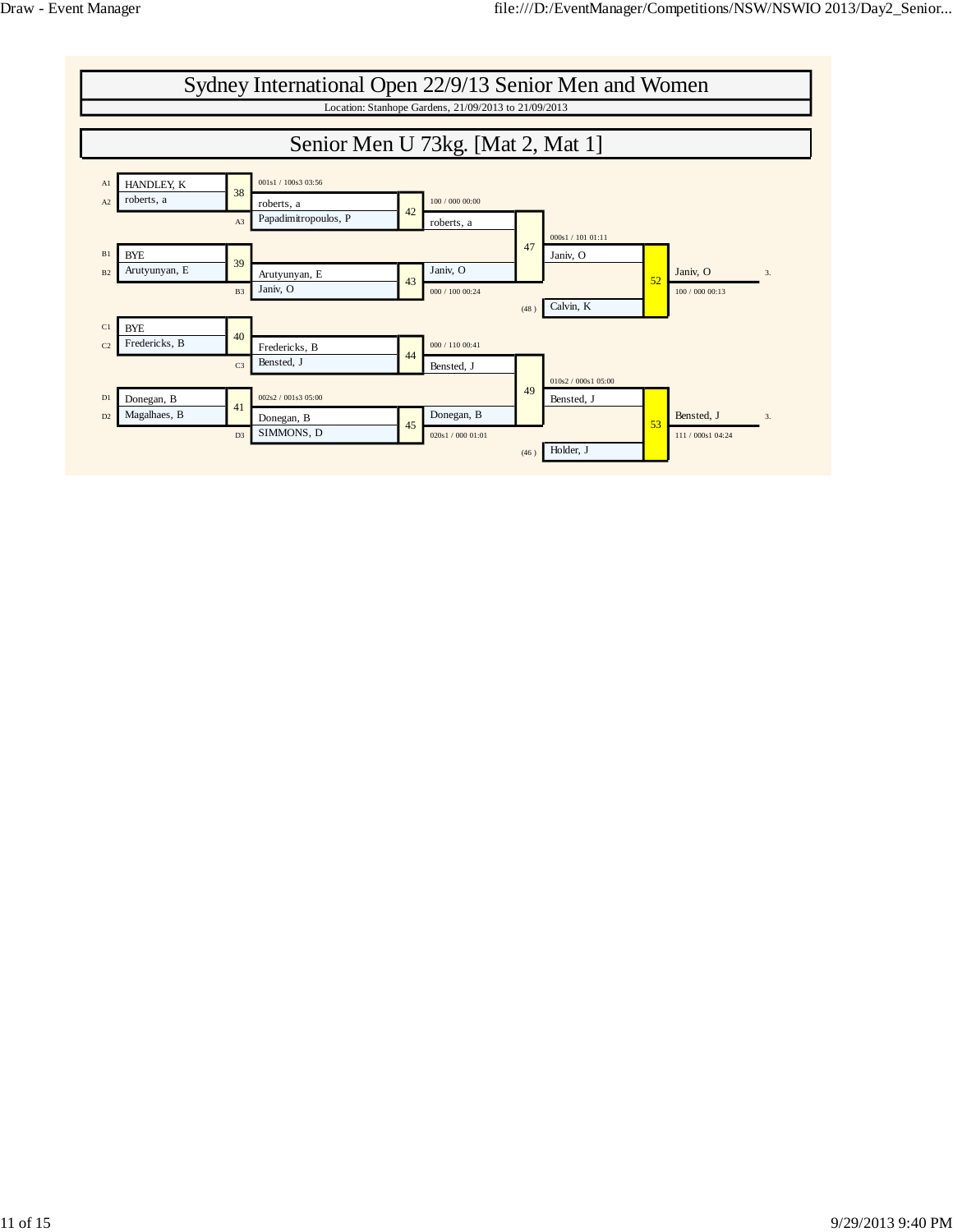# Sydney International Open 22/9/13 Senior Men and Women

Location: Stanhope Gardens, 21/09/2013 to 21/09/2013

## Senior Men U 73kg. [Mat 2, Mat 1]

| Contest | Position | Competitor 1 | Competitor 2 | Winner | Score / Time |
| --- | --- | --- | --- | --- | --- |
| 38 | A1 / A2 | HANDLEY, K | roberts, a | roberts, a | 001s1 / 100s3 03:56 |
| 39 | B1 / B2 | BYE | Arutyunyan, E | Arutyunyan, E | |
| 40 | C1 / C2 | BYE | Fredericks, B | Fredericks, B | |
| 41 | D1 / D2 | Donegan, B | Magalhaes, B | Donegan, B | 002s2 / 001s3 05:00 |
| 42 | A3 | roberts, a | Papadimitropoulos, P | roberts, a | 100 / 000 00:00 |
| 43 | B3 | Arutyunyan, E | Janiv, O | Janiv, O | 000 / 100 00:24 |
| 44 | C3 | Fredericks, B | Bensted, J | Bensted, J | 000 / 110 00:41 |
| 45 | D3 | Donegan, B | SIMMONS, D | Donegan, B | 020s1 / 000 01:01 |
| 47 | | roberts, a | Janiv, O | Janiv, O | 000s1 / 101 01:11 |
| 49 | | Bensted, J | Donegan, B | Bensted, J | 010s2 / 000s1 05:00 |
| 52 | | Janiv, O | Calvin, K (48) | Janiv, O — 3. | 100 / 000 00:13 |
| 53 | | Bensted, J | Holder, J (46) | Bensted, J — 3. | 111 / 000s1 04:24 |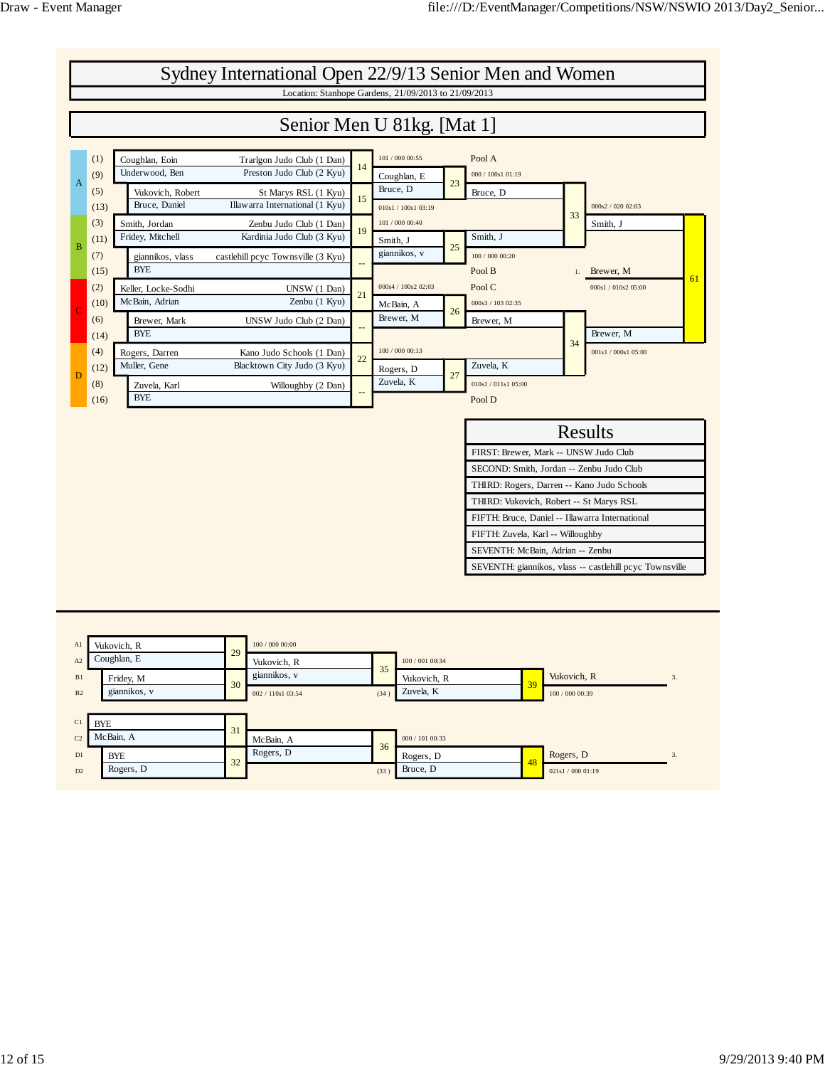# Sydney International Open 22/9/13 Senior Men and Women

Location: Stanhope Gardens, 21/09/2013 to 21/09/2013

## Senior Men U 81kg. [Mat 1]

| Pool | Seed | Name | Club |
|---|---|---|---|
| A | (1) | Coughlan, Eoin | Traralgon Judo Club (1 Dan) |
| A | (9) | Underwood, Ben | Preston Judo Club (2 Kyu) |
| A | (5) | Vukovich, Robert | St Marys RSL (1 Kyu) |
| A | (13) | Bruce, Daniel | Illawarra International (1 Kyu) |
| B | (3) | Smith, Jordan | Zenbu Judo Club (1 Dan) |
| B | (11) | Friday, Mitchell | Kardinia Judo Club (3 Kyu) |
| B | (7) | giannikos, vlass | castlehill pcyc Townsville (3 Kyu) |
| B | (15) | BYE | |
| C | (2) | Keller, Locke-Sodhi | UNSW (1 Dan) |
| C | (10) | McBain, Adrian | Zenbu (1 Kyu) |
| C | (6) | Brewer, Mark | UNSW Judo Club (2 Dan) |
| C | (14) | BYE | |
| D | (4) | Rogers, Darren | Kano Judo Schools (1 Dan) |
| D | (12) | Muller, Gene | Blacktown City Judo (3 Kyu) |
| D | (8) | Zuvela, Karl | Willoughby (2 Dan) |
| D | (16) | BYE | |

| Contest | Competitors | Winner | Score |
|---|---|---|---|
| 14 | Coughlan, Eoin v Underwood, Ben | Coughlan, E | 101 / 000 00:55 |
| 15 | Vukovich, Robert v Bruce, Daniel | Bruce, D | 010s1 / 100s1 03:19 |
| 19 | Smith, Jordan v Friday, Mitchell | Smith, J | 101 / 000 00:40 |
| -- | giannikos, vlass v BYE | giannikos, v | |
| 21 | Keller, Locke-Sodhi v McBain, Adrian | McBain, A | 000s4 / 100s2 02:03 |
| -- | Brewer, Mark v BYE | Brewer, M | |
| 22 | Rogers, Darren v Muller, Gene | Rogers, D | 100 / 000 00:13 |
| -- | Zuvela, Karl v BYE | Zuvela, K | |
| 23 | Coughlan, E v Bruce, D | Bruce, D | 000 / 100s1 01:19 |
| 25 | Smith, J v giannikos, v | Smith, J | 100 / 000 00:20 |
| 26 | McBain, A v Brewer, M | Brewer, M | 000s3 / 103 02:35 |
| 27 | Rogers, D v Zuvela, K | Zuvela, K | 010s1 / 011s1 05:00 |
| 33 | Bruce, D v Smith, J | Smith, J | 000s2 / 020 02:03 |
| 34 | Brewer, M v Zuvela, K | Brewer, M | 001s1 / 000s1 05:00 |
| 61 | Smith, J v Brewer, M | 1. Brewer, M | 000s1 / 010s2 05:00 |

### Results

| Results |
|---|
| FIRST: Brewer, Mark -- UNSW Judo Club |
| SECOND: Smith, Jordan -- Zenbu Judo Club |
| THIRD: Rogers, Darren -- Kano Judo Schools |
| THIRD: Vukovich, Robert -- St Marys RSL |
| FIFTH: Bruce, Daniel -- Illawarra International |
| FIFTH: Zuvela, Karl -- Willoughby |
| SEVENTH: McBain, Adrian -- Zenbu |
| SEVENTH: giannikos, vlass -- castlehill pcyc Townsville |

### Repechage

| Contest | Competitors | Winner | Score |
|---|---|---|---|
| 29 | A1 Vukovich, R v A2 Coughlan, E | Vukovich, R | 100 / 000 00:00 |
| 30 | B1 Friday, M v B2 giannikos, v | giannikos, v | 002 / 110s1 03:54 |
| 35 | Vukovich, R v giannikos, v | Vukovich, R | 100 / 001 00:34 |
| 39 | Vukovich, R v Zuvela, K (34) | 3. Vukovich, R | 100 / 000 00:39 |
| 31 | C1 BYE v C2 McBain, A | McBain, A | |
| 32 | D1 BYE v D2 Rogers, D | Rogers, D | |
| 36 | McBain, A v Rogers, D | Rogers, D | 000 / 101 00:33 |
| 48 | Rogers, D v Bruce, D (33) | 3. Rogers, D | 021s1 / 000 01:19 |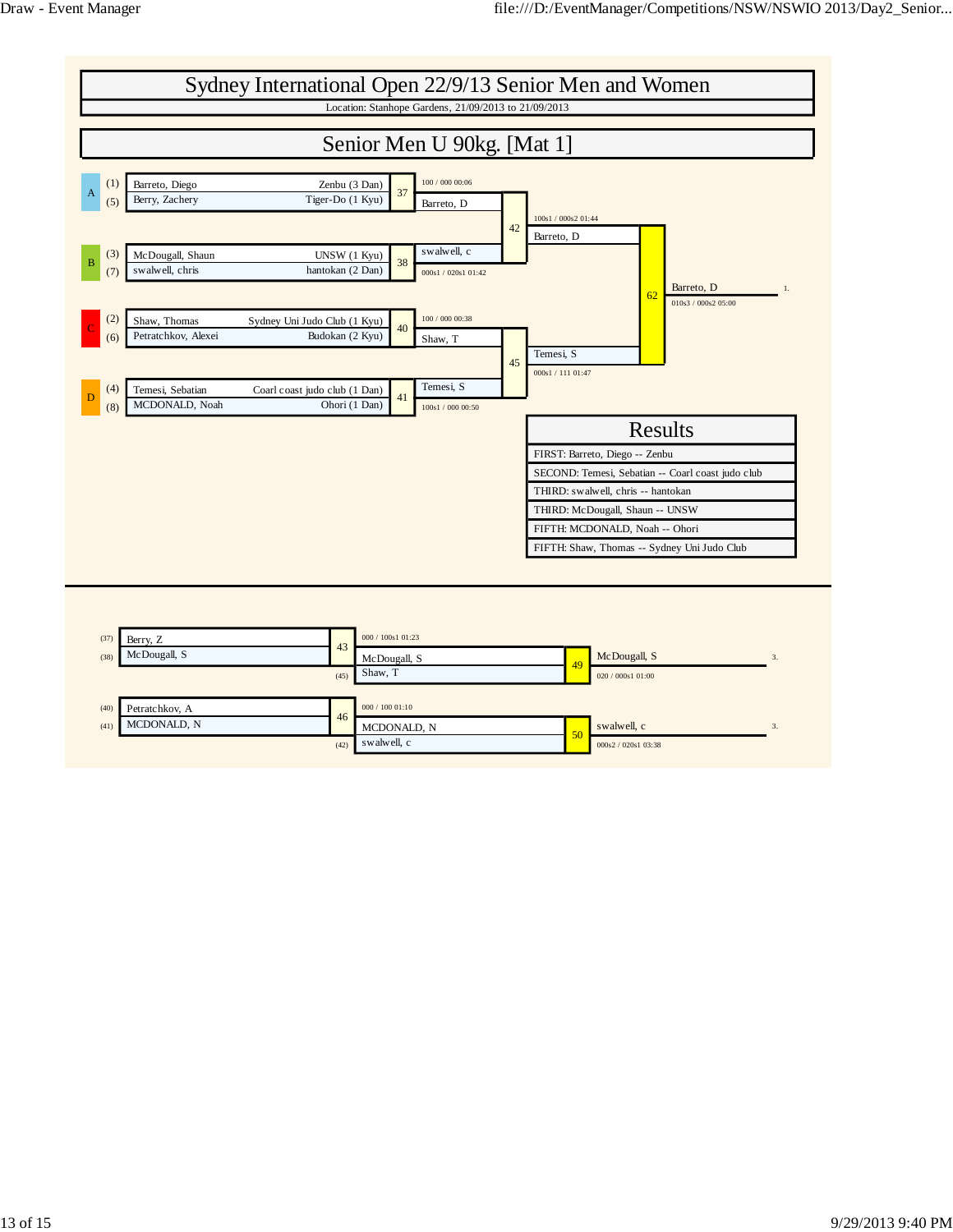# Sydney International Open 22/9/13 Senior Men and Women

Location: Stanhope Gardens, 21/09/2013 to 21/09/2013

## Senior Men U 90kg. [Mat 1]

| Pool | Seed | Name | Club |
|---|---|---|---|
| A | (1) | Barreto, Diego | Zenbu (3 Dan) |
| | (5) | Berry, Zachery | Tiger-Do (1 Kyu) |
| B | (3) | McDougall, Shaun | UNSW (1 Kyu) |
| | (7) | swalwell, chris | hantokan (2 Dan) |
| C | (2) | Shaw, Thomas | Sydney Uni Judo Club (1 Kyu) |
| | (6) | Petratchkov, Alexei | Budokan (2 Dan) |
| D | (4) | Temesi, Sebatian | Coarl coast judo club (1 Dan) |
| | (8) | MCDONALD, Noah | Ohori (1 Dan) |

| Contest | Winner | Score |
|---|---|---|
| 37 | Barreto, D | 100 / 000 00:06 |
| 38 | swalwell, c | 000s1 / 020s1 01:42 |
| 40 | Shaw, T | 100 / 000 00:38 |
| 41 | Temesi, S | 100s1 / 000 00:50 |
| 42 | Barreto, D | 100s1 / 000s2 01:44 |
| 45 | Temesi, S | 000s1 / 111 01:47 |
| 62 | Barreto, D (1.) | 010s3 / 000s2 05:00 |

### Results

| Results |
|---|
| FIRST: Barreto, Diego -- Zenbu |
| SECOND: Temesi, Sebatian -- Coarl coast judo club |
| THIRD: swalwell, chris -- hantokan |
| THIRD: McDougall, Shaun -- UNSW |
| FIFTH: MCDONALD, Noah -- Ohori |
| FIFTH: Shaw, Thomas -- Sydney Uni Judo Club |

### Repechage

| Contest | Competitors | Winner | Score |
|---|---|---|---|
| 43 | (37) Berry, Z vs (38) McDougall, S | McDougall, S | 000 / 100s1 01:23 |
| 49 | McDougall, S vs (45) Shaw, T | McDougall, S (3.) | 020 / 000s1 01:00 |
| 46 | (40) Petratchkov, A vs (41) MCDONALD, N | MCDONALD, N | 000 / 100 01:10 |
| 50 | MCDONALD, N vs (42) swalwell, c | swalwell, c (3.) | 000s2 / 020s1 03:38 |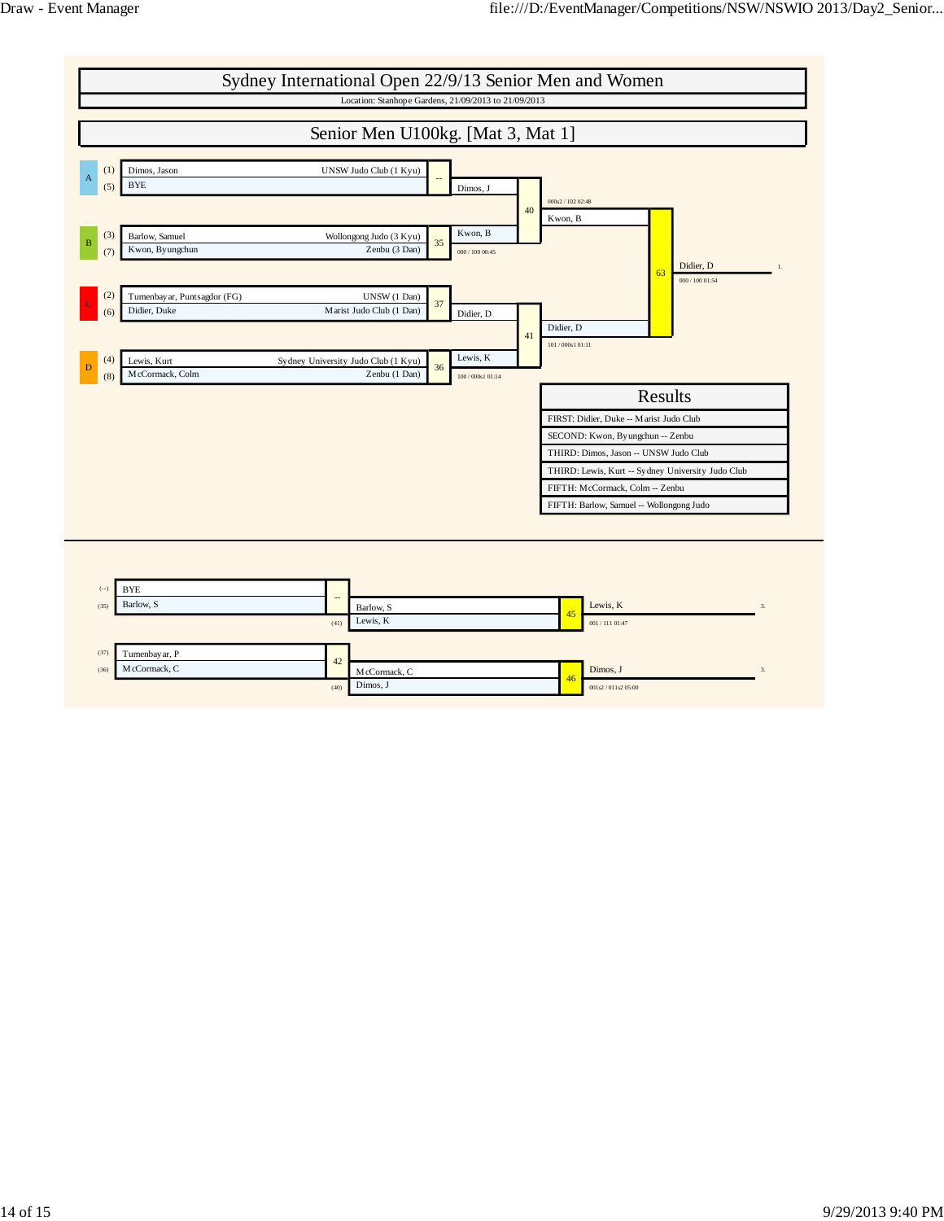# Sydney International Open 22/9/13 Senior Men and Women

Location: Stanhope Gardens, 21/09/2013 to 21/09/2013

## Senior Men U100kg. [Mat 3, Mat 1]

### Main Draw

| Pool | Seed | Competitor | Club | Contest | Winner | Score |
|---|---|---|---|---|---|---|
| A | (1) | Dimos, Jason | UNSW Judo Club (1 Kyu) | -- | Dimos, J | |
| | (5) | BYE | | | | |
| B | (3) | Barlow, Samuel | Wollongong Judo (3 Kyu) | 35 | Kwon, B | 000 / 100 00:45 |
| | (7) | Kwon, Byungchun | Zenbu (3 Dan) | | | |
| C | (2) | Tumenbayar, Puntsagdor (FG) | UNSW (1 Dan) | 37 | Didier, D | |
| | (6) | Didier, Duke | Marist Judo Club (1 Dan) | | | |
| D | (4) | Lewis, Kurt | Sydney University Judo Club (1 Kyu) | 36 | Lewis, K | 100 / 000s1 01:14 |
| | (8) | McCormack, Colm | Zenbu (1 Dan) | | | |

| Contest | Competitors | Winner | Score |
|---|---|---|---|
| 40 | Dimos, J / Kwon, B | Kwon, B | 000s2 / 102 02:48 |
| 41 | Didier, D / Lewis, K | Didier, D | 101 / 000s1 01:11 |
| 63 | Kwon, B / Didier, D | Didier, D (1.) | 000 / 100 01:54 |

### Results

| Results |
|---|
| FIRST: Didier, Duke -- Marist Judo Club |
| SECOND: Kwon, Byungchun -- Zenbu |
| THIRD: Dimos, Jason -- UNSW Judo Club |
| THIRD: Lewis, Kurt -- Sydney University Judo Club |
| FIFTH: McCormack, Colm -- Zenbu |
| FIFTH: Barlow, Samuel -- Wollongong Judo |

### Repechage

| Contest | Competitors | Winner | Score |
|---|---|---|---|
| -- | (--) BYE / (35) Barlow, S | Barlow, S | |
| 45 | Barlow, S / (41) Lewis, K | Lewis, K (3.) | 001 / 111 01:47 |
| 42 | (37) Tumenbayar, P / (36) McCormack, C | McCormack, C | |
| 46 | McCormack, C / (40) Dimos, J | Dimos, J (3.) | 001s2 / 011s2 05:00 |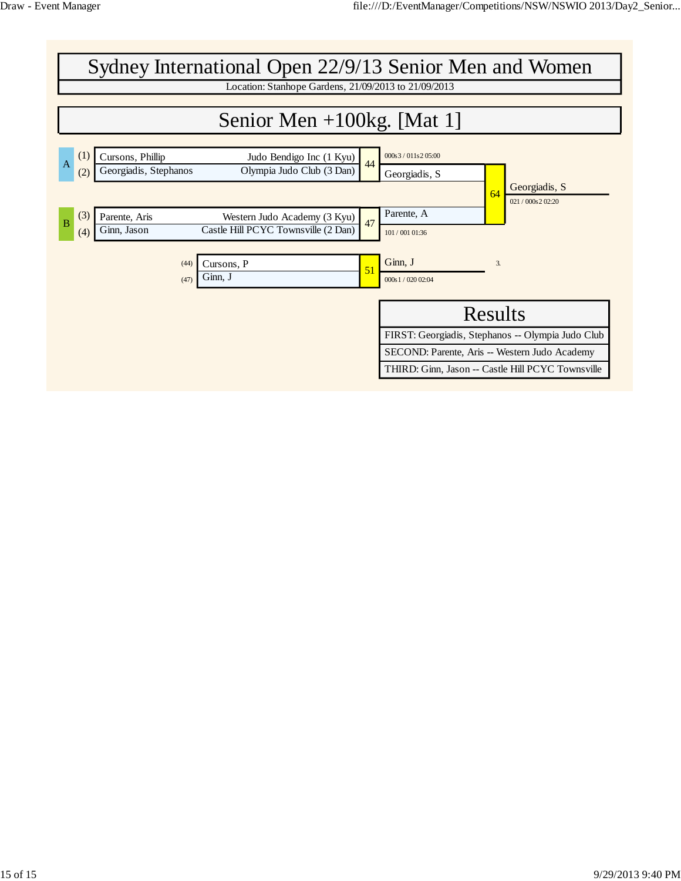# Sydney International Open 22/9/13 Senior Men and Women

Location: Stanhope Gardens, 21/09/2013 to 21/09/2013

## Senior Men +100kg. [Mat 1]

A
(1) Cursons, Phillip — Judo Bendigo Inc (1 Kyu)
(2) Georgiadis, Stephanos — Olympia Judo Club (3 Dan)

44

000s3 / 011s2 05:00
Georgiadis, S

B
(3) Parente, Aris — Western Judo Academy (3 Kyu)
(4) Ginn, Jason — Castle Hill PCYC Townsville (2 Dan)

47

Parente, A
101 / 001 01:36

64

Georgiadis, S
021 / 000s2 02:20

(44) Cursons, P
(47) Ginn, J

51

Ginn, J
000s1 / 020 02:04

3.

| Results |
|---|
| FIRST: Georgiadis, Stephanos -- Olympia Judo Club |
| SECOND: Parente, Aris -- Western Judo Academy |
| THIRD: Ginn, Jason -- Castle Hill PCYC Townsville |